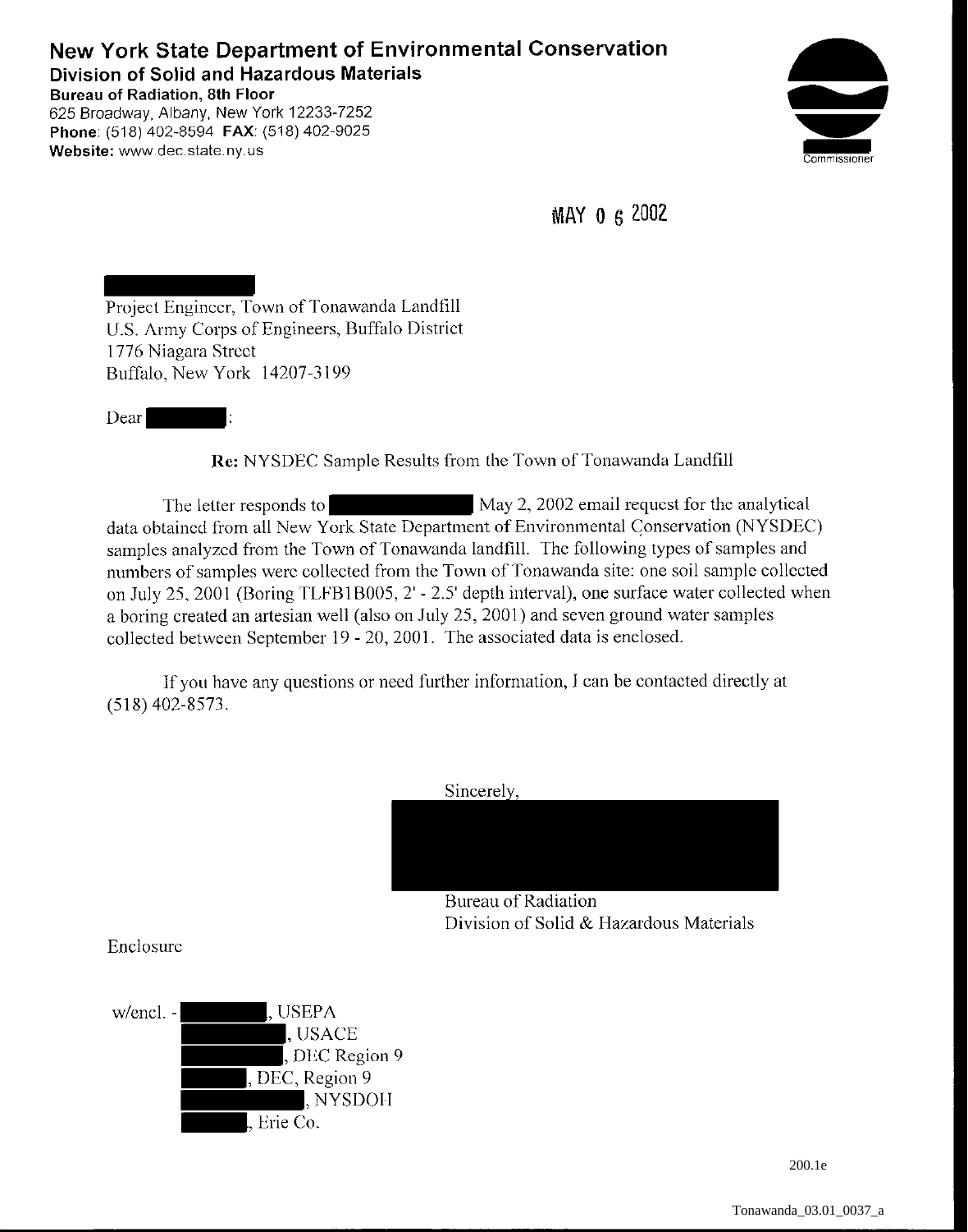# New York State Department of Environmental Conservation

**Division of Solid and Hazardous Materials**

**Bureau of Radiation, 8th Floor**
625 Broadway, Albany, New York 12233-7252
**Phone**: (518) 402-8594 **FAX**: (518) 402-9025
**Website:** www.dec.state.ny.us

Commissioner

MAY 0 6 2002

[REDACTED]
Project Engineer, Town of Tonawanda Landfill
U.S. Army Corps of Engineers, Buffalo District
1776 Niagara Street
Buffalo, New York 14207-3199

Dear [REDACTED]:

**Re:** NYSDEC Sample Results from the Town of Tonawanda Landfill

The letter responds to [REDACTED] May 2, 2002 email request for the analytical data obtained from all New York State Department of Environmental Conservation (NYSDEC) samples analyzed from the Town of Tonawanda landfill. The following types of samples and numbers of samples were collected from the Town of Tonawanda site: one soil sample collected on July 25, 2001 (Boring TLFB1B005, 2' - 2.5' depth interval), one surface water collected when a boring created an artesian well (also on July 25, 2001) and seven ground water samples collected between September 19 - 20, 2001. The associated data is enclosed.

If you have any questions or need further information, I can be contacted directly at (518) 402-8573.

Sincerely,

[REDACTED]

Bureau of Radiation
Division of Solid & Hazardous Materials

Enclosure

w/encl. - [REDACTED], USEPA
[REDACTED], USACE
[REDACTED], DEC Region 9
[REDACTED], DEC, Region 9
[REDACTED], NYSDOH
[REDACTED], Erie Co.

200.1e

Tonawanda_03.01_0037_a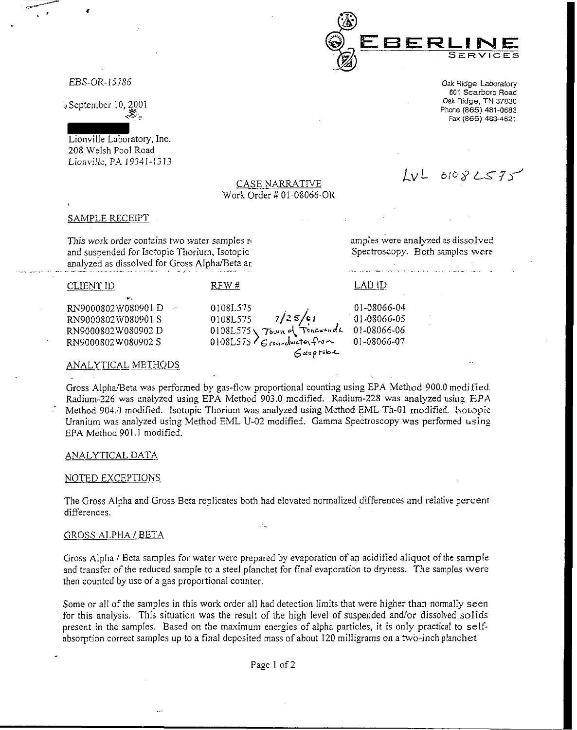EBS-OR-15786

September 10, 2001

Lionville Laboratory, Inc.
208 Welsh Pool Road
Lionville, PA 19341-1313

EBERLINE SERVICES

Oak Ridge Laboratory
601 Scarboro Road
Oak Ridge, TN 37830
Phone (865) 481-0683
Fax (865) 483-4621

LvL 0108L575

## CASE NARRATIVE

Work Order # 01-08066-OR

### SAMPLE RECEIPT

This work order contains two water samples r[...] amples were analyzed as dissolved and suspended for Isotopic Thorium, Isotopic [...] Spectroscopy. Both samples were analyzed as dissolved for Gross Alpha/Beta ar[...]

| CLIENT ID | RFW # | LAB ID |
|---|---|---|
| RN9000802W080901 D | 0108L575 | 01-08066-04 |
| RN9000802W080901 S | 0108L575 | 01-08066-05 |
| RN9000802W080902 D | 0108L575 | 01-08066-06 |
| RN9000802W080902 S | 0108L575 | 01-08066-07 |

7/25/01 Town of Tonawanda Groundwater from Geoprobe

### ANALYTICAL METHODS

Gross Alpha/Beta was performed by gas-flow proportional counting using EPA Method 900.0 modified. Radium-226 was analyzed using EPA Method 903.0 modified. Radium-228 was analyzed using EPA Method 904.0 modified. Isotopic Thorium was analyzed using Method EML Th-01 modified. Isotopic Uranium was analyzed using Method EML U-02 modified. Gamma Spectroscopy was performed using EPA Method 901.1 modified.

### ANALYTICAL DATA

### NOTED EXCEPTIONS

The Gross Alpha and Gross Beta replicates both had elevated normalized differences and relative percent differences.

### GROSS ALPHA / BETA

Gross Alpha / Beta samples for water were prepared by evaporation of an acidified aliquot of the sample and transfer of the reduced sample to a steel planchet for final evaporation to dryness. The samples were then counted by use of a gas proportional counter.

Some or all of the samples in this work order all had detection limits that were higher than normally seen for this analysis. This situation was the result of the high level of suspended and/or dissolved solids present in the samples. Based on the maximum energies of alpha particles, it is only practical to self-absorption correct samples up to a final deposited mass of about 120 milligrams on a two-inch planchet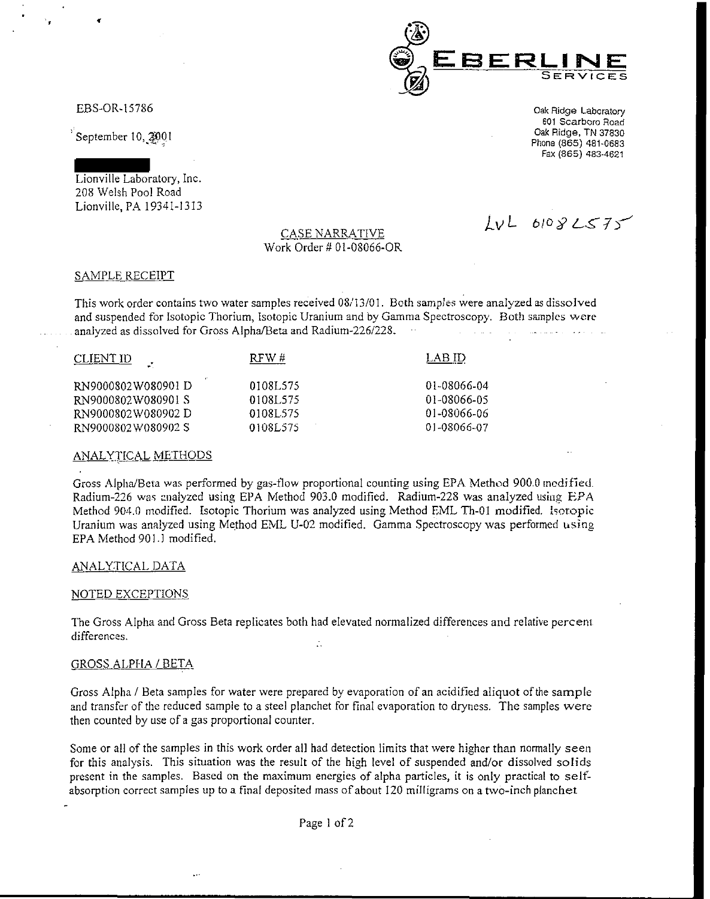**EBERLINE SERVICES**

EBS-OR-15786

September 10, 2001

Oak Ridge Laboratory
601 Scarboro Road
Oak Ridge, TN 37830
Phone (865) 481-0683
Fax (865) 483-4621

Lionville Laboratory, Inc.
208 Welsh Pool Road
Lionville, PA 19341-1313

LVL 0108L575

## CASE NARRATIVE
Work Order # 01-08066-OR

### SAMPLE RECEIPT

This work order contains two water samples received 08/13/01. Both samples were analyzed as dissolved and suspended for Isotopic Thorium, Isotopic Uranium and by Gamma Spectroscopy. Both samples were analyzed as dissolved for Gross Alpha/Beta and Radium-226/228.

| CLIENT ID | RFW # | LAB ID |
|---|---|---|
| RN9000802W080901 D | 0108L575 | 01-08066-04 |
| RN9000802W080901 S | 0108L575 | 01-08066-05 |
| RN9000802W080902 D | 0108L575 | 01-08066-06 |
| RN9000802W080902 S | 0108L575 | 01-08066-07 |

### ANALYTICAL METHODS

Gross Alpha/Beta was performed by gas-flow proportional counting using EPA Method 900.0 modified. Radium-226 was analyzed using EPA Method 903.0 modified. Radium-228 was analyzed using EPA Method 904.0 modified. Isotopic Thorium was analyzed using Method EML Th-01 modified. Isotopic Uranium was analyzed using Method EML U-02 modified. Gamma Spectroscopy was performed using EPA Method 901.1 modified.

### ANALYTICAL DATA

### NOTED EXCEPTIONS

The Gross Alpha and Gross Beta replicates both had elevated normalized differences and relative percent differences.

### GROSS ALPHA / BETA

Gross Alpha / Beta samples for water were prepared by evaporation of an acidified aliquot of the sample and transfer of the reduced sample to a steel planchet for final evaporation to dryness. The samples were then counted by use of a gas proportional counter.

Some or all of the samples in this work order all had detection limits that were higher than normally seen for this analysis. This situation was the result of the high level of suspended and/or dissolved solids present in the samples. Based on the maximum energies of alpha particles, it is only practical to self-absorption correct samples up to a final deposited mass of about 120 milligrams on a two-inch planchet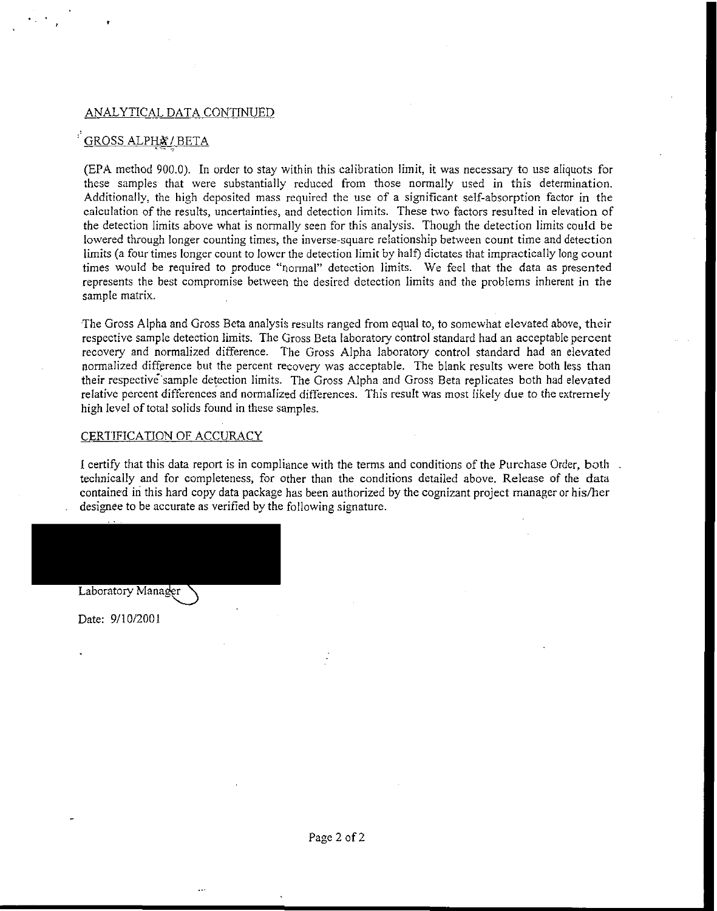## ANALYTICAL DATA CONTINUED

### GROSS ALPHA / BETA

(EPA method 900.0). In order to stay within this calibration limit, it was necessary to use aliquots for these samples that were substantially reduced from those normally used in this determination. Additionally, the high deposited mass required the use of a significant self-absorption factor in the calculation of the results, uncertainties, and detection limits. These two factors resulted in elevation of the detection limits above what is normally seen for this analysis. Though the detection limits could be lowered through longer counting times, the inverse-square relationship between count time and detection limits (a four times longer count to lower the detection limit by half) dictates that impractically long count times would be required to produce "normal" detection limits. We feel that the data as presented represents the best compromise between the desired detection limits and the problems inherent in the sample matrix.

The Gross Alpha and Gross Beta analysis results ranged from equal to, to somewhat elevated above, their respective sample detection limits. The Gross Beta laboratory control standard had an acceptable percent recovery and normalized difference. The Gross Alpha laboratory control standard had an elevated normalized difference but the percent recovery was acceptable. The blank results were both less than their respective sample detection limits. The Gross Alpha and Gross Beta replicates both had elevated relative percent differences and normalized differences. This result was most likely due to the extremely high level of total solids found in these samples.

### CERTIFICATION OF ACCURACY

I certify that this data report is in compliance with the terms and conditions of the Purchase Order, both technically and for completeness, for other than the conditions detailed above. Release of the data contained in this hard copy data package has been authorized by the cognizant project manager or his/her designee to be accurate as verified by the following signature.

Laboratory Manager

Date: 9/10/2001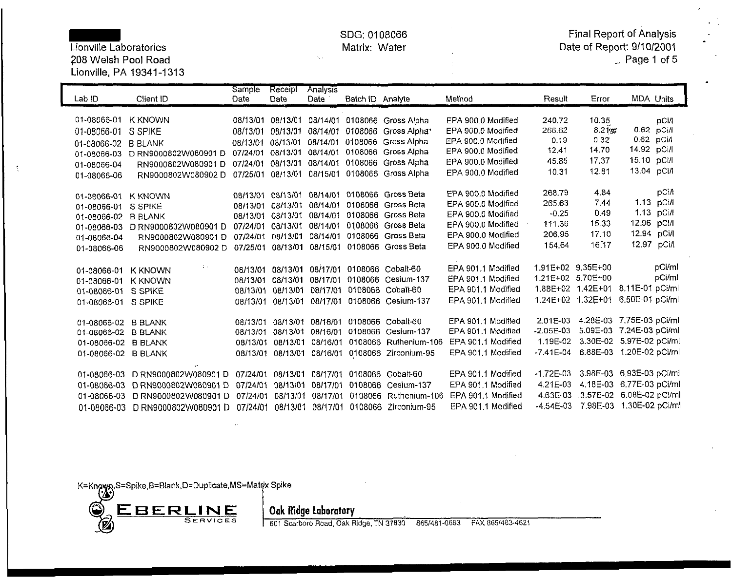Lionville Laboratories
208 Welsh Pool Road
Lionville, PA 19341-1313

SDG: 0108066
Matrix: Water

Final Report of Analysis
Date of Report: 9/10/2001

| Lab ID | Client ID | Sample Date | Receipt Date | Analysis Date | Batch ID | Analyte | Method | Result | Error | MDA | Units |
|---|---|---|---|---|---|---|---|---|---|---|---|
| 01-08066-01 | K KNOWN | 08/13/01 | 08/13/01 | 08/14/01 | 0108066 | Gross Alpha | EPA 900.0 Modified | 240.72 | 10.35 | | pCi/l |
| 01-08066-01 | S SPIKE | 08/13/01 | 08/13/01 | 08/14/01 | 0108066 | Gross Alpha | EPA 900.0 Modified | 266.62 | 8.21 | 0.62 | pCi/l |
| 01-08066-02 | B BLANK | 08/13/01 | 08/13/01 | 08/14/01 | 0108066 | Gross Alpha | EPA 900.0 Modified | 0.19 | 0.32 | 0.62 | pCi/l |
| 01-08066-03 | D RN9000802W080901 D | 07/24/01 | 08/13/01 | 08/14/01 | 0108066 | Gross Alpha | EPA 900.0 Modified | 12.41 | 14.70 | 14.92 | pCi/l |
| 01-08066-04 | RN9000802W080901 D | 07/24/01 | 08/13/01 | 08/14/01 | 0108066 | Gross Alpha | EPA 900.0 Modified | 45.85 | 17.37 | 15.10 | pCi/l |
| 01-08066-06 | RN9000802W080902 D | 07/25/01 | 08/13/01 | 08/15/01 | 0108066 | Gross Alpha | EPA 900.0 Modified | 10.31 | 12.81 | 13.04 | pCi/l |
| 01-08066-01 | K KNOWN | 08/13/01 | 08/13/01 | 08/14/01 | 0108066 | Gross Beta | EPA 900.0 Modified | 268.79 | 4.84 | | pCi/l |
| 01-08066-01 | S SPIKE | 08/13/01 | 08/13/01 | 08/14/01 | 0108066 | Gross Beta | EPA 900.0 Modified | 265.63 | 7.44 | 1.13 | pCi/l |
| 01-08066-02 | B BLANK | 08/13/01 | 08/13/01 | 08/14/01 | 0108066 | Gross Beta | EPA 900.0 Modified | -0.25 | 0.49 | 1.13 | pCi/l |
| 01-08066-03 | D RN9000802W080901 D | 07/24/01 | 08/13/01 | 08/14/01 | 0108066 | Gross Beta | EPA 900.0 Modified | 111.36 | 15.33 | 12.96 | pCi/l |
| 01-08066-04 | RN9000802W080901 D | 07/24/01 | 08/13/01 | 08/14/01 | 0108066 | Gross Beta | EPA 900.0 Modified | 206.95 | 17.10 | 12.94 | pCi/l |
| 01-08066-06 | RN9000802W080902 D | 07/25/01 | 08/13/01 | 08/15/01 | 0108066 | Gross Beta | EPA 900.0 Modified | 154.64 | 16.17 | 12.97 | pCi/l |
| 01-08066-01 | K KNOWN | 08/13/01 | 08/13/01 | 08/17/01 | 0108066 | Cobalt-60 | EPA 901.1 Modified | 1.91E+02 | 9.35E+00 | | pCi/ml |
| 01-08066-01 | K KNOWN | 08/13/01 | 08/13/01 | 08/17/01 | 0108066 | Cesium-137 | EPA 901.1 Modified | 1.21E+02 | 5.70E+00 | | pCi/ml |
| 01-08066-01 | S SPIKE | 08/13/01 | 08/13/01 | 08/17/01 | 0108066 | Cobalt-60 | EPA 901.1 Modified | 1.88E+02 | 1.42E+01 | 8.11E-01 | pCi/ml |
| 01-08066-01 | S SPIKE | 08/13/01 | 08/13/01 | 08/17/01 | 0108066 | Cesium-137 | EPA 901.1 Modified | 1.24E+02 | 1.32E+01 | 6.50E-01 | pCi/ml |
| 01-08066-02 | B BLANK | 08/13/01 | 08/13/01 | 08/16/01 | 0108066 | Cobalt-60 | EPA 901.1 Modified | 2.01E-03 | 4.28E-03 | 7.75E-03 | pCi/ml |
| 01-08066-02 | B BLANK | 08/13/01 | 08/13/01 | 08/16/01 | 0108066 | Cesium-137 | EPA 901.1 Modified | -2.05E-03 | 5.09E-03 | 7.24E-03 | pCi/ml |
| 01-08066-02 | B BLANK | 08/13/01 | 08/13/01 | 08/16/01 | 0108066 | Ruthenium-106 | EPA 901.1 Modified | 1.19E-02 | 3.30E-02 | 5.97E-02 | pCi/ml |
| 01-08066-02 | B BLANK | 08/13/01 | 08/13/01 | 08/16/01 | 0108066 | Zirconium-95 | EPA 901.1 Modified | -7.41E-04 | 6.88E-03 | 1.20E-02 | pCi/ml |
| 01-08066-03 | D RN9000802W080901 D | 07/24/01 | 08/13/01 | 08/17/01 | 0108066 | Cobalt-60 | EPA 901.1 Modified | -1.72E-03 | 3.98E-03 | 6.93E-03 | pCi/ml |
| 01-08066-03 | D RN9000802W080901 D | 07/24/01 | 08/13/01 | 08/17/01 | 0108066 | Cesium-137 | EPA 901.1 Modified | 4.21E-03 | 4.18E-03 | 6.77E-03 | pCi/ml |
| 01-08066-03 | D RN9000802W080901 D | 07/24/01 | 08/13/01 | 08/17/01 | 0108066 | Ruthenium-106 | EPA 901.1 Modified | 4.63E-03 | 3.57E-02 | 6.08E-02 | pCi/ml |
| 01-08066-03 | D RN9000802W080901 D | 07/24/01 | 08/13/01 | 08/17/01 | 0108066 | Zirconium-95 | EPA 901.1 Modified | -4.54E-03 | 7.98E-03 | 1.30E-02 | pCi/ml |

K=Known,S=Spike,B=Blank,D=Duplicate,MS=Matrix Spike

EBERLINE SERVICES

**Oak Ridge Laboratory**
601 Scarboro Road, Oak Ridge, TN 37830 865/481-0683 FAX 865/483-4621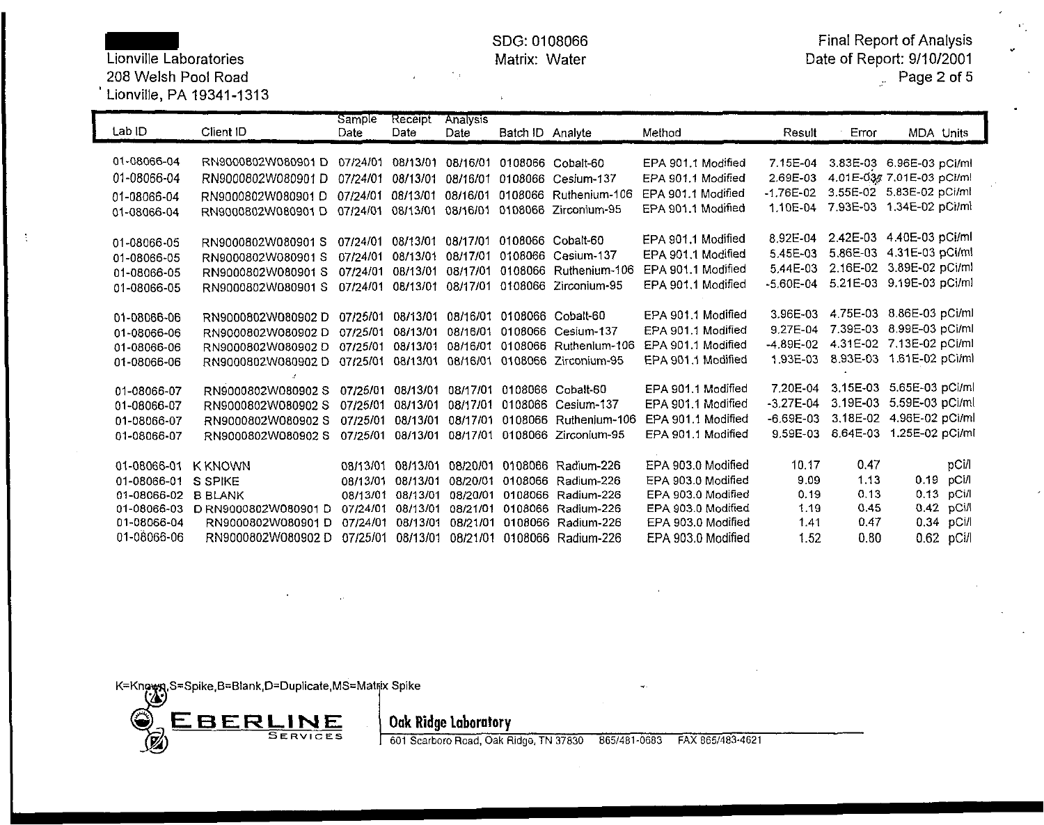Lionville Laboratories
208 Welsh Pool Road
Lionville, PA 19341-1313

SDG: 0108066
Matrix: Water

Final Report of Analysis
Date of Report: 9/10/2001

| Lab ID | Client ID | Sample Date | Receipt Date | Analysis Date | Batch ID | Analyte | Method | Result | Error | MDA | Units |
|---|---|---|---|---|---|---|---|---|---|---|---|
| 01-08066-04 | RN9000802W080901 D | 07/24/01 | 08/13/01 | 08/16/01 | 0108066 | Cobalt-60 | EPA 901.1 Modified | 7.15E-04 | 3.83E-03 | 6.96E-03 | pCi/ml |
| 01-08066-04 | RN9000802W080901 D | 07/24/01 | 08/13/01 | 08/16/01 | 0108066 | Cesium-137 | EPA 901.1 Modified | 2.69E-03 | 4.01E-03 | 7.01E-03 | pCi/ml |
| 01-08066-04 | RN9000802W080901 D | 07/24/01 | 08/13/01 | 08/16/01 | 0108066 | Ruthenium-106 | EPA 901.1 Modified | -1.76E-02 | 3.55E-02 | 5.83E-02 | pCi/ml |
| 01-08066-04 | RN9000802W080901 D | 07/24/01 | 08/13/01 | 08/16/01 | 0108066 | Zirconium-95 | EPA 901.1 Modified | 1.10E-04 | 7.93E-03 | 1.34E-02 | pCi/ml |
| 01-08066-05 | RN9000802W080901 S | 07/24/01 | 08/13/01 | 08/17/01 | 0108066 | Cobalt-60 | EPA 901.1 Modified | 8.92E-04 | 2.42E-03 | 4.40E-03 | pCi/ml |
| 01-08066-05 | RN9000802W080901 S | 07/24/01 | 08/13/01 | 08/17/01 | 0108066 | Cesium-137 | EPA 901.1 Modified | 5.45E-03 | 5.86E-03 | 4.31E-03 | pCi/ml |
| 01-08066-05 | RN9000802W080901 S | 07/24/01 | 08/13/01 | 08/17/01 | 0108066 | Ruthenium-106 | EPA 901.1 Modified | 5.44E-03 | 2.16E-02 | 3.89E-02 | pCi/ml |
| 01-08066-05 | RN9000802W080901 S | 07/24/01 | 08/13/01 | 08/17/01 | 0108066 | Zirconium-95 | EPA 901.1 Modified | -5.60E-04 | 5.21E-03 | 9.19E-03 | pCi/ml |
| 01-08066-06 | RN9000802W080902 D | 07/25/01 | 08/13/01 | 08/16/01 | 0108066 | Cobalt-60 | EPA 901.1 Modified | 3.96E-03 | 4.75E-03 | 8.86E-03 | pCi/ml |
| 01-08066-06 | RN9000802W080902 D | 07/25/01 | 08/13/01 | 08/16/01 | 0108066 | Cesium-137 | EPA 901.1 Modified | 9.27E-04 | 7.39E-03 | 8.99E-03 | pCi/ml |
| 01-08066-06 | RN9000802W080902 D | 07/25/01 | 08/13/01 | 08/16/01 | 0108066 | Ruthenium-106 | EPA 901.1 Modified | -4.89E-02 | 4.31E-02 | 7.13E-02 | pCi/ml |
| 01-08066-06 | RN9000802W080902 D | 07/25/01 | 08/13/01 | 08/16/01 | 0108066 | Zirconium-95 | EPA 901.1 Modified | 1.93E-03 | 8.93E-03 | 1.61E-02 | pCi/ml |
| 01-08066-07 | RN9000802W080902 S | 07/25/01 | 08/13/01 | 08/17/01 | 0108066 | Cobalt-60 | EPA 901.1 Modified | 7.20E-04 | 3.15E-03 | 5.65E-03 | pCi/ml |
| 01-08066-07 | RN9000802W080902 S | 07/25/01 | 08/13/01 | 08/17/01 | 0108066 | Cesium-137 | EPA 901.1 Modified | -3.27E-04 | 3.19E-03 | 5.59E-03 | pCi/ml |
| 01-08066-07 | RN9000802W080902 S | 07/25/01 | 08/13/01 | 08/17/01 | 0108066 | Ruthenium-106 | EPA 901.1 Modified | -6.69E-03 | 3.18E-02 | 4.96E-02 | pCi/ml |
| 01-08066-07 | RN9000802W080902 S | 07/25/01 | 08/13/01 | 08/17/01 | 0108066 | Zirconium-95 | EPA 901.1 Modified | 9.59E-03 | 6.64E-03 | 1.25E-02 | pCi/ml |
| 01-08066-01 | K KNOWN | 08/13/01 | 08/13/01 | 08/20/01 | 0108066 | Radium-226 | EPA 903.0 Modified | 10.17 | 0.47 | | pCi/l |
| 01-08066-01 | S SPIKE | 08/13/01 | 08/13/01 | 08/20/01 | 0108066 | Radium-226 | EPA 903.0 Modified | 9.09 | 1.13 | 0.19 | pCi/l |
| 01-08066-02 | B BLANK | 08/13/01 | 08/13/01 | 08/20/01 | 0108066 | Radium-226 | EPA 903.0 Modified | 0.19 | 0.13 | 0.13 | pCi/l |
| 01-08066-03 | D RN9000802W080901 D | 07/24/01 | 08/13/01 | 08/21/01 | 0108066 | Radium-226 | EPA 903.0 Modified | 1.19 | 0.45 | 0.42 | pCi/l |
| 01-08066-04 | RN9000802W080901 D | 07/24/01 | 08/13/01 | 08/21/01 | 0108066 | Radium-226 | EPA 903.0 Modified | 1.41 | 0.47 | 0.34 | pCi/l |
| 01-08066-06 | RN9000802W080902 D | 07/25/01 | 08/13/01 | 08/21/01 | 0108066 | Radium-226 | EPA 903.0 Modified | 1.52 | 0.80 | 0.62 | pCi/l |

K=Known,S=Spike,B=Blank,D=Duplicate,MS=Matrix Spike

EBERLINE SERVICES | Oak Ridge Laboratory
601 Scarboro Road, Oak Ridge, TN 37830 865/481-0683 FAX 865/483-4621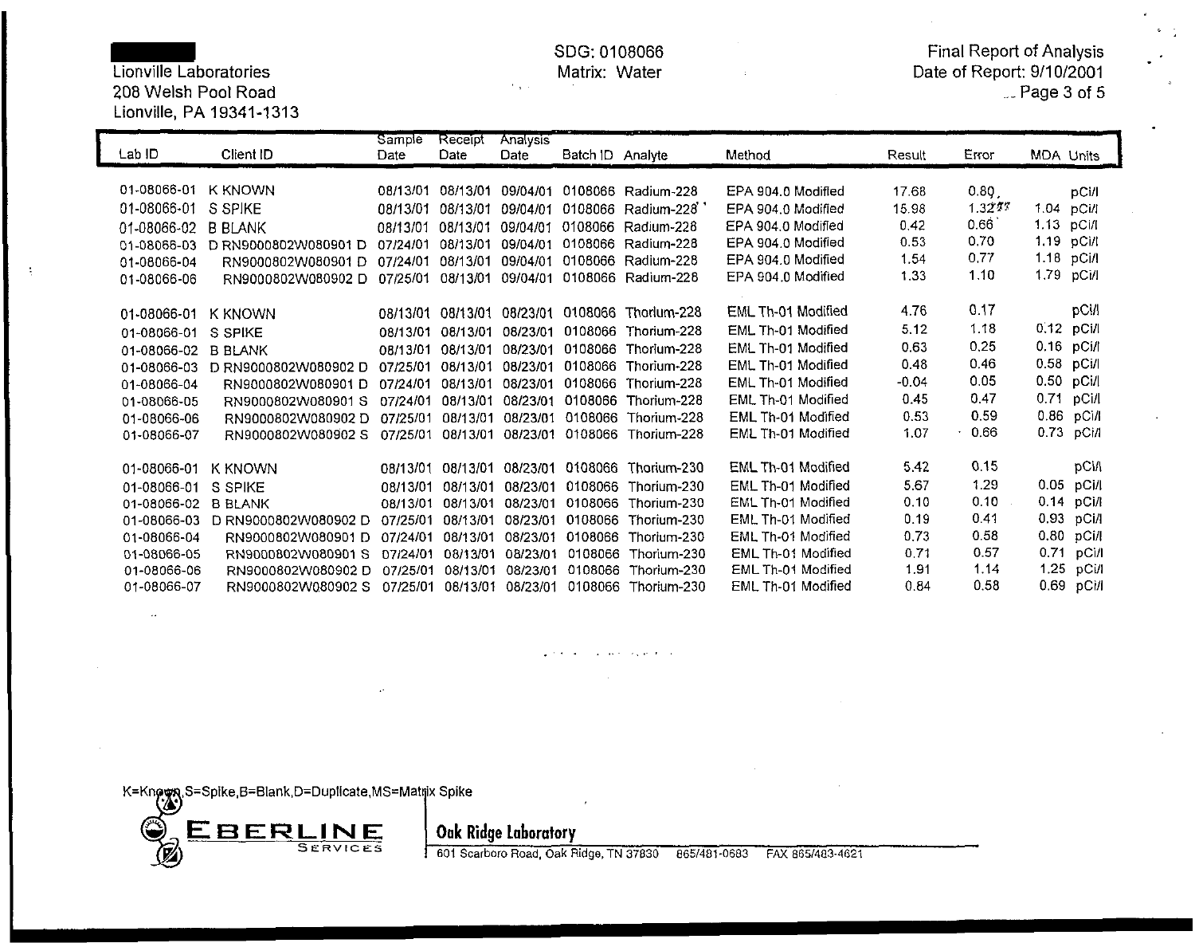Lionville Laboratories
208 Welsh Pool Road
Lionville, PA 19341-1313

SDG: 0108066
Matrix: Water

Final Report of Analysis
Date of Report: 9/10/2001

| Lab ID | Client ID | Sample Date | Receipt Date | Analysis Date | Batch ID | Analyte | Method | Result | Error | MDA | Units |
|---|---|---|---|---|---|---|---|---|---|---|---|
| 01-08066-01 | K KNOWN | 08/13/01 | 08/13/01 | 09/04/01 | 0108066 | Radium-228 | EPA 904.0 Modified | 17.68 | 0.80 | | pCi/l |
| 01-08066-01 | S SPIKE | 08/13/01 | 08/13/01 | 09/04/01 | 0108066 | Radium-228 | EPA 904.0 Modified | 15.98 | 1.32 | 1.04 | pCi/l |
| 01-08066-02 | B BLANK | 08/13/01 | 08/13/01 | 09/04/01 | 0108066 | Radium-228 | EPA 904.0 Modified | 0.42 | 0.66 | 1.13 | pCi/l |
| 01-08066-03 | D RN9000802W080901 D | 07/24/01 | 08/13/01 | 09/04/01 | 0108066 | Radium-228 | EPA 904.0 Modified | 0.53 | 0.70 | 1.19 | pCi/l |
| 01-08066-04 | RN9000802W080901 D | 07/24/01 | 08/13/01 | 09/04/01 | 0108066 | Radium-228 | EPA 904.0 Modified | 1.54 | 0.77 | 1.18 | pCi/l |
| 01-08066-06 | RN9000802W080902 D | 07/25/01 | 08/13/01 | 09/04/01 | 0108066 | Radium-228 | EPA 904.0 Modified | 1.33 | 1.10 | 1.79 | pCi/l |
| 01-08066-01 | K KNOWN | 08/13/01 | 08/13/01 | 08/23/01 | 0108066 | Thorium-228 | EML Th-01 Modified | 4.76 | 0.17 | | pCi/l |
| 01-08066-01 | S SPIKE | 08/13/01 | 08/13/01 | 08/23/01 | 0108066 | Thorium-228 | EML Th-01 Modified | 5.12 | 1.18 | 0.12 | pCi/l |
| 01-08066-02 | B BLANK | 08/13/01 | 08/13/01 | 08/23/01 | 0108066 | Thorium-228 | EML Th-01 Modified | 0.63 | 0.25 | 0.16 | pCi/l |
| 01-08066-03 | D RN9000802W080902 D | 07/25/01 | 08/13/01 | 08/23/01 | 0108066 | Thorium-228 | EML Th-01 Modified | 0.48 | 0.46 | 0.58 | pCi/l |
| 01-08066-04 | RN9000802W080901 D | 07/24/01 | 08/13/01 | 08/23/01 | 0108066 | Thorium-228 | EML Th-01 Modified | -0.04 | 0.05 | 0.50 | pCi/l |
| 01-08066-05 | RN9000802W080901 S | 07/24/01 | 08/13/01 | 08/23/01 | 0108066 | Thorium-228 | EML Th-01 Modified | 0.45 | 0.47 | 0.71 | pCi/l |
| 01-08066-06 | RN9000802W080902 D | 07/25/01 | 08/13/01 | 08/23/01 | 0108066 | Thorium-228 | EML Th-01 Modified | 0.53 | 0.59 | 0.86 | pCi/l |
| 01-08066-07 | RN9000802W080902 S | 07/25/01 | 08/13/01 | 08/23/01 | 0108066 | Thorium-228 | EML Th-01 Modified | 1.07 | 0.66 | 0.73 | pCi/l |
| 01-08066-01 | K KNOWN | 08/13/01 | 08/13/01 | 08/23/01 | 0108066 | Thorium-230 | EML Th-01 Modified | 5.42 | 0.15 | | pCi/l |
| 01-08066-01 | S SPIKE | 08/13/01 | 08/13/01 | 08/23/01 | 0108066 | Thorium-230 | EML Th-01 Modified | 5.67 | 1.29 | 0.05 | pCi/l |
| 01-08066-02 | B BLANK | 08/13/01 | 08/13/01 | 08/23/01 | 0108066 | Thorium-230 | EML Th-01 Modified | 0.10 | 0.10 | 0.14 | pCi/l |
| 01-08066-03 | D RN9000802W080902 D | 07/25/01 | 08/13/01 | 08/23/01 | 0108066 | Thorium-230 | EML Th-01 Modified | 0.19 | 0.41 | 0.93 | pCi/l |
| 01-08066-04 | RN9000802W080901 D | 07/24/01 | 08/13/01 | 08/23/01 | 0108066 | Thorium-230 | EML Th-01 Modified | 0.73 | 0.58 | 0.80 | pCi/l |
| 01-08066-05 | RN9000802W080901 S | 07/24/01 | 08/13/01 | 08/23/01 | 0108066 | Thorium-230 | EML Th-01 Modified | 0.71 | 0.57 | 0.71 | pCi/l |
| 01-08066-06 | RN9000802W080902 D | 07/25/01 | 08/13/01 | 08/23/01 | 0108066 | Thorium-230 | EML Th-01 Modified | 1.91 | 1.14 | 1.25 | pCi/l |
| 01-08066-07 | RN9000802W080902 S | 07/25/01 | 08/13/01 | 08/23/01 | 0108066 | Thorium-230 | EML Th-01 Modified | 0.84 | 0.58 | 0.69 | pCi/l |

K=Known,S=Spike,B=Blank,D=Duplicate,MS=Matrix Spike

EBERLINE SERVICES

**Oak Ridge Laboratory**
601 Scarboro Road, Oak Ridge, TN 37830 865/481-0683 FAX 865/483-4621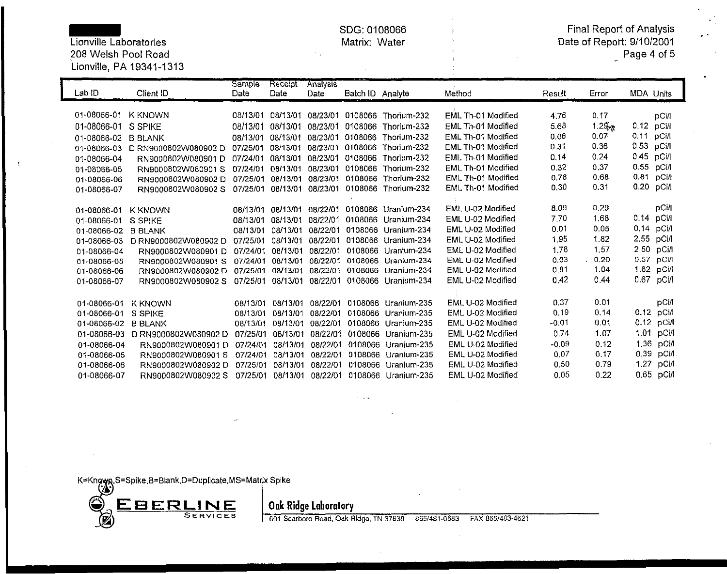Lionville Laboratories
208 Welsh Pool Road
Lionville, PA 19341-1313

SDG: 0108066
Matrix: Water

Final Report of Analysis
Date of Report: 9/10/2001

| Lab ID | Client ID | Sample Date | Receipt Date | Analysis Date | Batch ID | Analyte | Method | Result | Error | MDA | Units |
|---|---|---|---|---|---|---|---|---|---|---|---|
| 01-08066-01 | K KNOWN | 08/13/01 | 08/13/01 | 08/23/01 | 0108066 | Thorium-232 | EML Th-01 Modified | 4.76 | 0.17 | | pCi/l |
| 01-08066-01 | S SPIKE | 08/13/01 | 08/13/01 | 08/23/01 | 0108066 | Thorium-232 | EML Th-01 Modified | 5.68 | 1.29 | 0.12 | pCi/l |
| 01-08066-02 | B BLANK | 08/13/01 | 08/13/01 | 08/23/01 | 0108066 | Thorium-232 | EML Th-01 Modified | 0.06 | 0.07 | 0.11 | pCi/l |
| 01-08066-03 | D RN9000802W080902 D | 07/25/01 | 08/13/01 | 08/23/01 | 0108066 | Thorium-232 | EML Th-01 Modified | 0.31 | 0.36 | 0.53 | pCi/l |
| 01-08066-04 | RN9000802W080901 D | 07/24/01 | 08/13/01 | 08/23/01 | 0108066 | Thorium-232 | EML Th-01 Modified | 0.14 | 0.24 | 0.45 | pCi/l |
| 01-08066-05 | RN9000802W080901 S | 07/24/01 | 08/13/01 | 08/23/01 | 0108066 | Thorium-232 | EML Th-01 Modified | 0.32 | 0.37 | 0.55 | pCi/l |
| 01-08066-06 | RN9000802W080902 D | 07/25/01 | 08/13/01 | 08/23/01 | 0108066 | Thorium-232 | EML Th-01 Modified | 0.78 | 0.68 | 0.81 | pCi/l |
| 01-08066-07 | RN9000802W080902 S | 07/25/01 | 08/13/01 | 08/23/01 | 0108066 | Thorium-232 | EML Th-01 Modified | 0.30 | 0.31 | 0.20 | pCi/l |
| 01-08066-01 | K KNOWN | 08/13/01 | 08/13/01 | 08/22/01 | 0108066 | Uranium-234 | EML U-02 Modified | 8.09 | 0.29 | | pCi/l |
| 01-08066-01 | S SPIKE | 08/13/01 | 08/13/01 | 08/22/01 | 0108066 | Uranium-234 | EML U-02 Modified | 7.70 | 1.68 | 0.14 | pCi/l |
| 01-08066-02 | B BLANK | 08/13/01 | 08/13/01 | 08/22/01 | 0108066 | Uranium-234 | EML U-02 Modified | 0.01 | 0.05 | 0.14 | pCi/l |
| 01-08066-03 | D RN9000802W080902 D | 07/25/01 | 08/13/01 | 08/22/01 | 0108066 | Uranium-234 | EML U-02 Modified | 1.95 | 1.82 | 2.55 | pCi/l |
| 01-08066-04 | RN9000802W080901 D | 07/24/01 | 08/13/01 | 08/22/01 | 0108066 | Uranium-234 | EML U-02 Modified | 1.78 | 1.57 | 2.50 | pCi/l |
| 01-08066-05 | RN9000802W080901 S | 07/24/01 | 08/13/01 | 08/22/01 | 0108066 | Uranium-234 | EML U-02 Modified | 0.03 | 0.20 | 0.57 | pCi/l |
| 01-08066-06 | RN9000802W080902 D | 07/25/01 | 08/13/01 | 08/22/01 | 0108066 | Uranium-234 | EML U-02 Modified | 0.81 | 1.04 | 1.82 | pCi/l |
| 01-08066-07 | RN9000802W080902 S | 07/25/01 | 08/13/01 | 08/22/01 | 0108066 | Uranium-234 | EML U-02 Modified | 0.42 | 0.44 | 0.67 | pCi/l |
| 01-08066-01 | K KNOWN | 08/13/01 | 08/13/01 | 08/22/01 | 0108066 | Uranium-235 | EML U-02 Modified | 0.37 | 0.01 | | pCi/l |
| 01-08066-01 | S SPIKE | 08/13/01 | 08/13/01 | 08/22/01 | 0108066 | Uranium-235 | EML U-02 Modified | 0.19 | 0.14 | 0.12 | pCi/l |
| 01-08066-02 | B BLANK | 08/13/01 | 08/13/01 | 08/22/01 | 0108066 | Uranium-235 | EML U-02 Modified | -0.01 | 0.01 | 0.12 | pCi/l |
| 01-08066-03 | D RN9000802W080902 D | 07/25/01 | 08/13/01 | 08/22/01 | 0108066 | Uranium-235 | EML U-02 Modified | 0.74 | 1.07 | 1.01 | pCi/l |
| 01-08066-04 | RN9000802W080901 D | 07/24/01 | 08/13/01 | 08/22/01 | 0108066 | Uranium-235 | EML U-02 Modified | -0.09 | 0.12 | 1.36 | pCi/l |
| 01-08066-05 | RN9000802W080901 S | 07/24/01 | 08/13/01 | 08/22/01 | 0108066 | Uranium-235 | EML U-02 Modified | 0.07 | 0.17 | 0.39 | pCi/l |
| 01-08066-06 | RN9000802W080902 D | 07/25/01 | 08/13/01 | 08/22/01 | 0108066 | Uranium-235 | EML U-02 Modified | 0.50 | 0.79 | 1.27 | pCi/l |
| 01-08066-07 | RN9000802W080902 S | 07/25/01 | 08/13/01 | 08/22/01 | 0108066 | Uranium-235 | EML U-02 Modified | 0.05 | 0.22 | 0.65 | pCi/l |

K=Known,S=Spike,B=Blank,D=Duplicate,MS=Matrix Spike

EBERLINE SERVICES

**Oak Ridge Laboratory**
601 Scarboro Road, Oak Ridge, TN 37830 865/481-0683 FAX 865/483-4621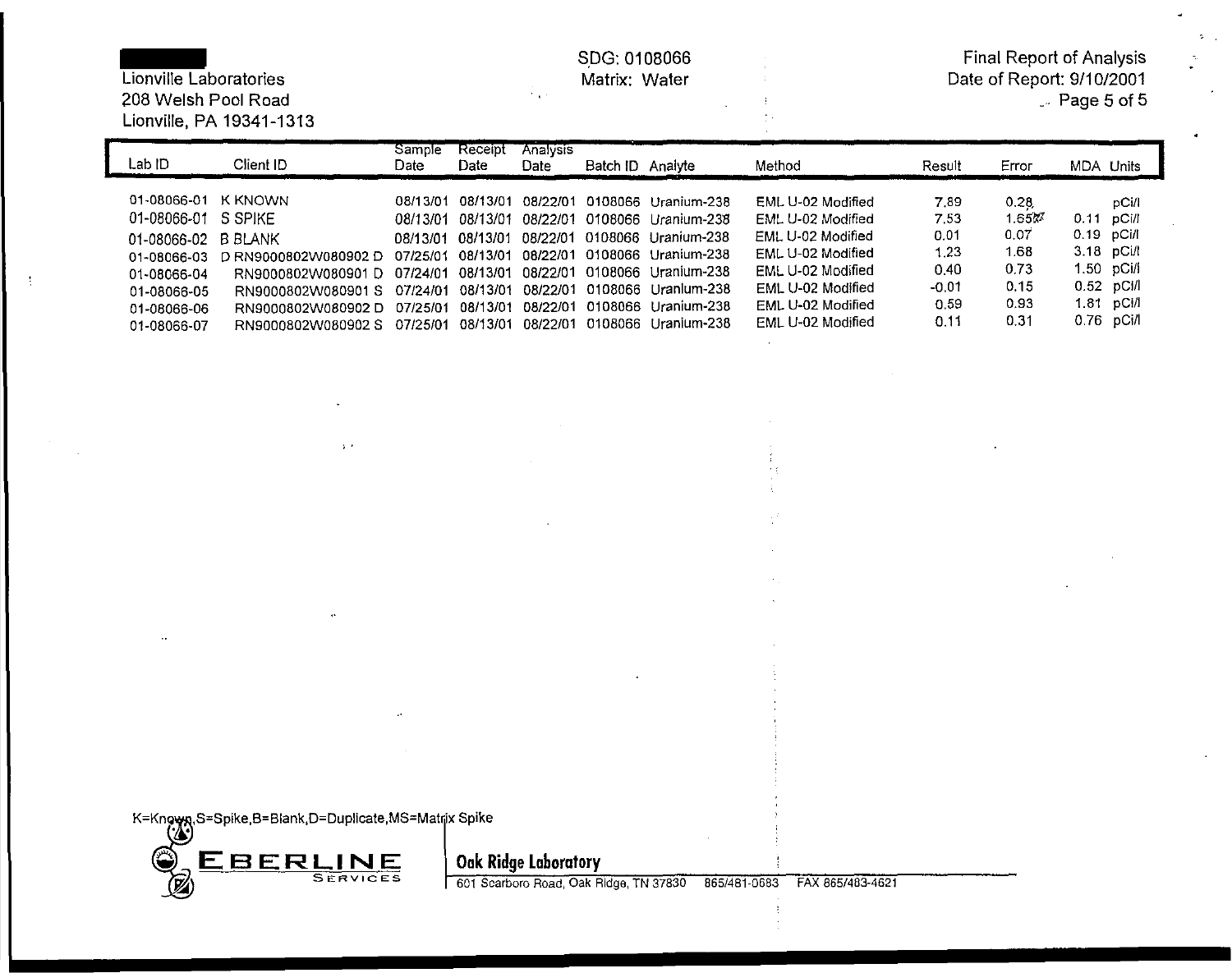Lionville Laboratories
208 Welsh Pool Road
Lionville, PA 19341-1313

SDG: 0108066
Matrix: Water

Final Report of Analysis
Date of Report: 9/10/2001

| Lab ID | Client ID | Sample Date | Receipt Date | Analysis Date | Batch ID | Analyte | Method | Result | Error | MDA | Units |
|---|---|---|---|---|---|---|---|---|---|---|---|
| 01-08066-01 | K KNOWN | 08/13/01 | 08/13/01 | 08/22/01 | 0108066 | Uranium-238 | EML U-02 Modified | 7.89 | 0.28 | | pCi/l |
| 01-08066-01 | S SPIKE | 08/13/01 | 08/13/01 | 08/22/01 | 0108066 | Uranium-238 | EML U-02 Modified | 7.53 | 1.65 | 0.11 | pCi/l |
| 01-08066-02 | B BLANK | 08/13/01 | 08/13/01 | 08/22/01 | 0108066 | Uranium-238 | EML U-02 Modified | 0.01 | 0.07 | 0.19 | pCi/l |
| 01-08066-03 | D RN9000802W080902 D | 07/25/01 | 08/13/01 | 08/22/01 | 0108066 | Uranium-238 | EML U-02 Modified | 1.23 | 1.68 | 3.18 | pCi/l |
| 01-08066-04 | RN9000802W080901 D | 07/24/01 | 08/13/01 | 08/22/01 | 0108066 | Uranium-238 | EML U-02 Modified | 0.40 | 0.73 | 1.50 | pCi/l |
| 01-08066-05 | RN9000802W080901 S | 07/24/01 | 08/13/01 | 08/22/01 | 0108066 | Uranium-238 | EML U-02 Modified | -0.01 | 0.15 | 0.52 | pCi/l |
| 01-08066-06 | RN9000802W080902 D | 07/25/01 | 08/13/01 | 08/22/01 | 0108066 | Uranium-238 | EML U-02 Modified | 0.59 | 0.93 | 1.81 | pCi/l |
| 01-08066-07 | RN9000802W080902 S | 07/25/01 | 08/13/01 | 08/22/01 | 0108066 | Uranium-238 | EML U-02 Modified | 0.11 | 0.31 | 0.76 | pCi/l |

K=Known,S=Spike,B=Blank,D=Duplicate,MS=Matrix Spike

EBERLINE SERVICES

**Oak Ridge Laboratory**
601 Scarboro Road, Oak Ridge, TN 37830 865/481-0683 FAX 865/483-4621